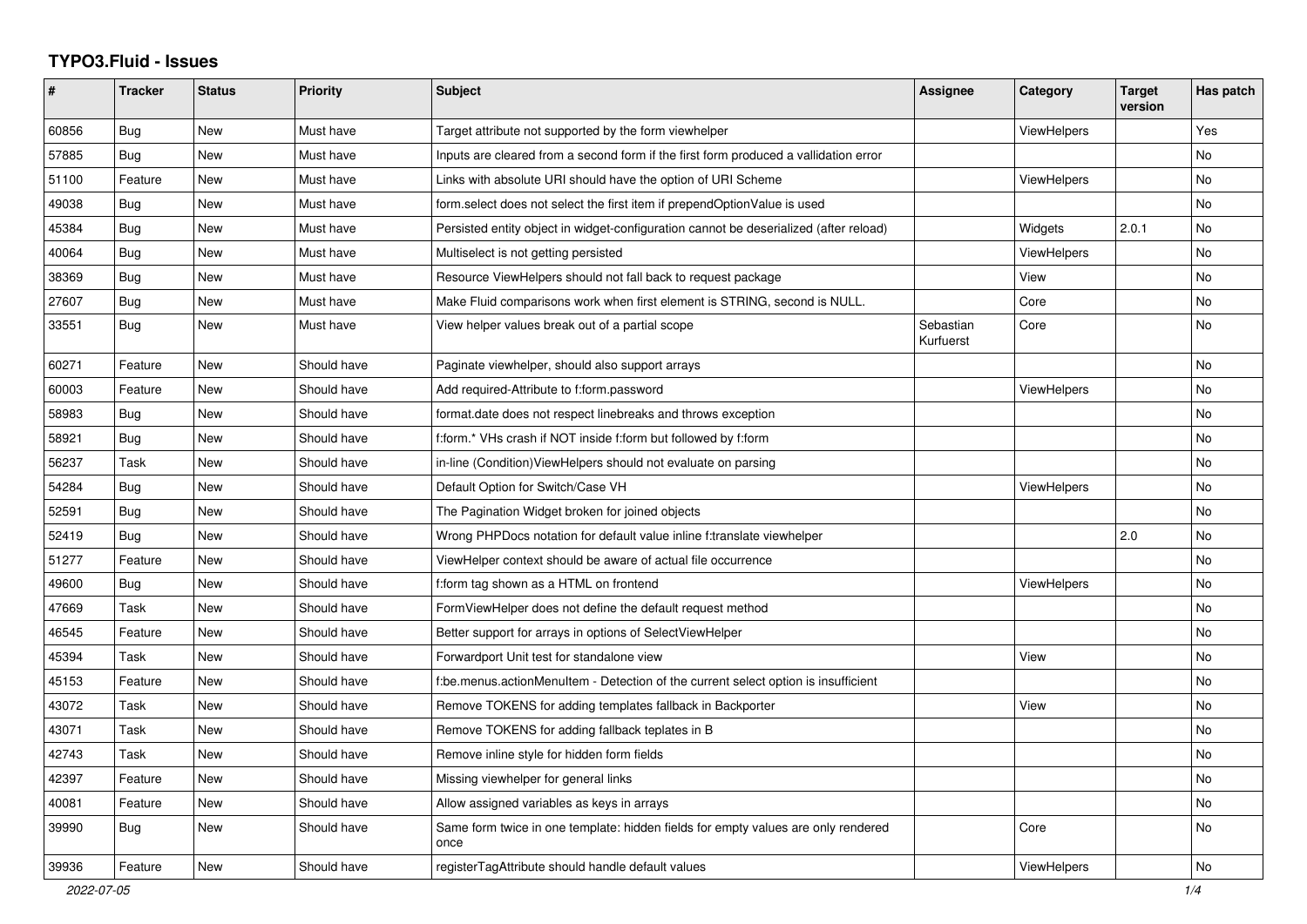# TYPO3.Fluid - Issues

| # | Tracker | Status | Priority | Subject | Assignee | Category | Target version | Has patch |
|---|---|---|---|---|---|---|---|---|
| 60856 | Bug | New | Must have | Target attribute not supported by the form viewhelper | | ViewHelpers | | Yes |
| 57885 | Bug | New | Must have | Inputs are cleared from a second form if the first form produced a vallidation error | | | | No |
| 51100 | Feature | New | Must have | Links with absolute URI should have the option of URI Scheme | | ViewHelpers | | No |
| 49038 | Bug | New | Must have | form.select does not select the first item if prependOptionValue is used | | | | No |
| 45384 | Bug | New | Must have | Persisted entity object in widget-configuration cannot be deserialized (after reload) | | Widgets | 2.0.1 | No |
| 40064 | Bug | New | Must have | Multiselect is not getting persisted | | ViewHelpers | | No |
| 38369 | Bug | New | Must have | Resource ViewHelpers should not fall back to request package | | View | | No |
| 27607 | Bug | New | Must have | Make Fluid comparisons work when first element is STRING, second is NULL. | | Core | | No |
| 33551 | Bug | New | Must have | View helper values break out of a partial scope | Sebastian Kurfuerst | Core | | No |
| 60271 | Feature | New | Should have | Paginate viewhelper, should also support arrays | | | | No |
| 60003 | Feature | New | Should have | Add required-Attribute to f:form.password | | ViewHelpers | | No |
| 58983 | Bug | New | Should have | format.date does not respect linebreaks and throws exception | | | | No |
| 58921 | Bug | New | Should have | f:form.* VHs crash if NOT inside f:form but followed by f:form | | | | No |
| 56237 | Task | New | Should have | in-line (Condition)ViewHelpers should not evaluate on parsing | | | | No |
| 54284 | Bug | New | Should have | Default Option for Switch/Case VH | | ViewHelpers | | No |
| 52591 | Bug | New | Should have | The Pagination Widget broken for joined objects | | | | No |
| 52419 | Bug | New | Should have | Wrong PHPDocs notation for default value inline f:translate viewhelper | | | 2.0 | No |
| 51277 | Feature | New | Should have | ViewHelper context should be aware of actual file occurrence | | | | No |
| 49600 | Bug | New | Should have | f:form tag shown as a HTML on frontend | | ViewHelpers | | No |
| 47669 | Task | New | Should have | FormViewHelper does not define the default request method | | | | No |
| 46545 | Feature | New | Should have | Better support for arrays in options of SelectViewHelper | | | | No |
| 45394 | Task | New | Should have | Forwardport Unit test for standalone view | | View | | No |
| 45153 | Feature | New | Should have | f:be.menus.actionMenuItem - Detection of the current select option is insufficient | | | | No |
| 43072 | Task | New | Should have | Remove TOKENS for adding templates fallback in Backporter | | View | | No |
| 43071 | Task | New | Should have | Remove TOKENS for adding fallback teplates in B | | | | No |
| 42743 | Task | New | Should have | Remove inline style for hidden form fields | | | | No |
| 42397 | Feature | New | Should have | Missing viewhelper for general links | | | | No |
| 40081 | Feature | New | Should have | Allow assigned variables as keys in arrays | | | | No |
| 39990 | Bug | New | Should have | Same form twice in one template: hidden fields for empty values are only rendered once | | Core | | No |
| 39936 | Feature | New | Should have | registerTagAttribute should handle default values | | ViewHelpers | | No |

2022-07-05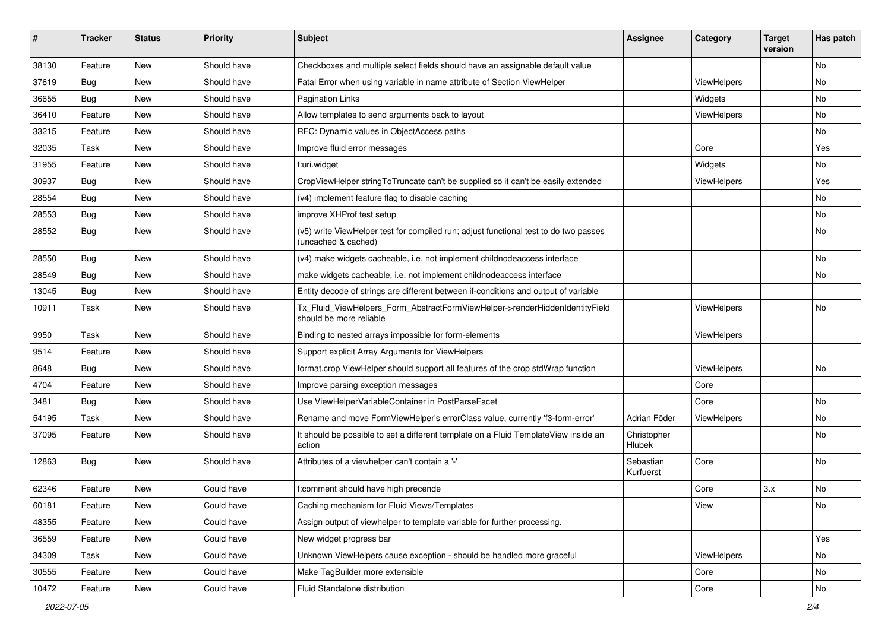| # | Tracker | Status | Priority | Subject | Assignee | Category | Target version | Has patch |
|---|---|---|---|---|---|---|---|---|
| 38130 | Feature | New | Should have | Checkboxes and multiple select fields should have an assignable default value | | | | No |
| 37619 | Bug | New | Should have | Fatal Error when using variable in name attribute of Section ViewHelper | | ViewHelpers | | No |
| 36655 | Bug | New | Should have | Pagination Links | | Widgets | | No |
| 36410 | Feature | New | Should have | Allow templates to send arguments back to layout | | ViewHelpers | | No |
| 33215 | Feature | New | Should have | RFC: Dynamic values in ObjectAccess paths | | | | No |
| 32035 | Task | New | Should have | Improve fluid error messages | | Core | | Yes |
| 31955 | Feature | New | Should have | f:uri.widget | | Widgets | | No |
| 30937 | Bug | New | Should have | CropViewHelper stringToTruncate can't be supplied so it can't be easily extended | | ViewHelpers | | Yes |
| 28554 | Bug | New | Should have | (v4) implement feature flag to disable caching | | | | No |
| 28553 | Bug | New | Should have | improve XHProf test setup | | | | No |
| 28552 | Bug | New | Should have | (v5) write ViewHelper test for compiled run; adjust functional test to do two passes (uncached & cached) | | | | No |
| 28550 | Bug | New | Should have | (v4) make widgets cacheable, i.e. not implement childnodeaccess interface | | | | No |
| 28549 | Bug | New | Should have | make widgets cacheable, i.e. not implement childnodeaccess interface | | | | No |
| 13045 | Bug | New | Should have | Entity decode of strings are different between if-conditions and output of variable | | | | |
| 10911 | Task | New | Should have | Tx_Fluid_ViewHelpers_Form_AbstractFormViewHelper->renderHiddenIdentityField should be more reliable | | ViewHelpers | | No |
| 9950 | Task | New | Should have | Binding to nested arrays impossible for form-elements | | ViewHelpers | | |
| 9514 | Feature | New | Should have | Support explicit Array Arguments for ViewHelpers | | | | |
| 8648 | Bug | New | Should have | format.crop ViewHelper should support all features of the crop stdWrap function | | ViewHelpers | | No |
| 4704 | Feature | New | Should have | Improve parsing exception messages | | Core | | |
| 3481 | Bug | New | Should have | Use ViewHelperVariableContainer in PostParseFacet | | Core | | No |
| 54195 | Task | New | Should have | Rename and move FormViewHelper's errorClass value, currently 'f3-form-error' | Adrian Föder | ViewHelpers | | No |
| 37095 | Feature | New | Should have | It should be possible to set a different template on a Fluid TemplateView inside an action | Christopher Hlubek | | | No |
| 12863 | Bug | New | Should have | Attributes of a viewhelper can't contain a '-' | Sebastian Kurfuerst | Core | | No |
| 62346 | Feature | New | Could have | f:comment should have high precende | | Core | 3.x | No |
| 60181 | Feature | New | Could have | Caching mechanism for Fluid Views/Templates | | View | | No |
| 48355 | Feature | New | Could have | Assign output of viewhelper to template variable for further processing. | | | | |
| 36559 | Feature | New | Could have | New widget progress bar | | | | Yes |
| 34309 | Task | New | Could have | Unknown ViewHelpers cause exception - should be handled more graceful | | ViewHelpers | | No |
| 30555 | Feature | New | Could have | Make TagBuilder more extensible | | Core | | No |
| 10472 | Feature | New | Could have | Fluid Standalone distribution | | Core | | No |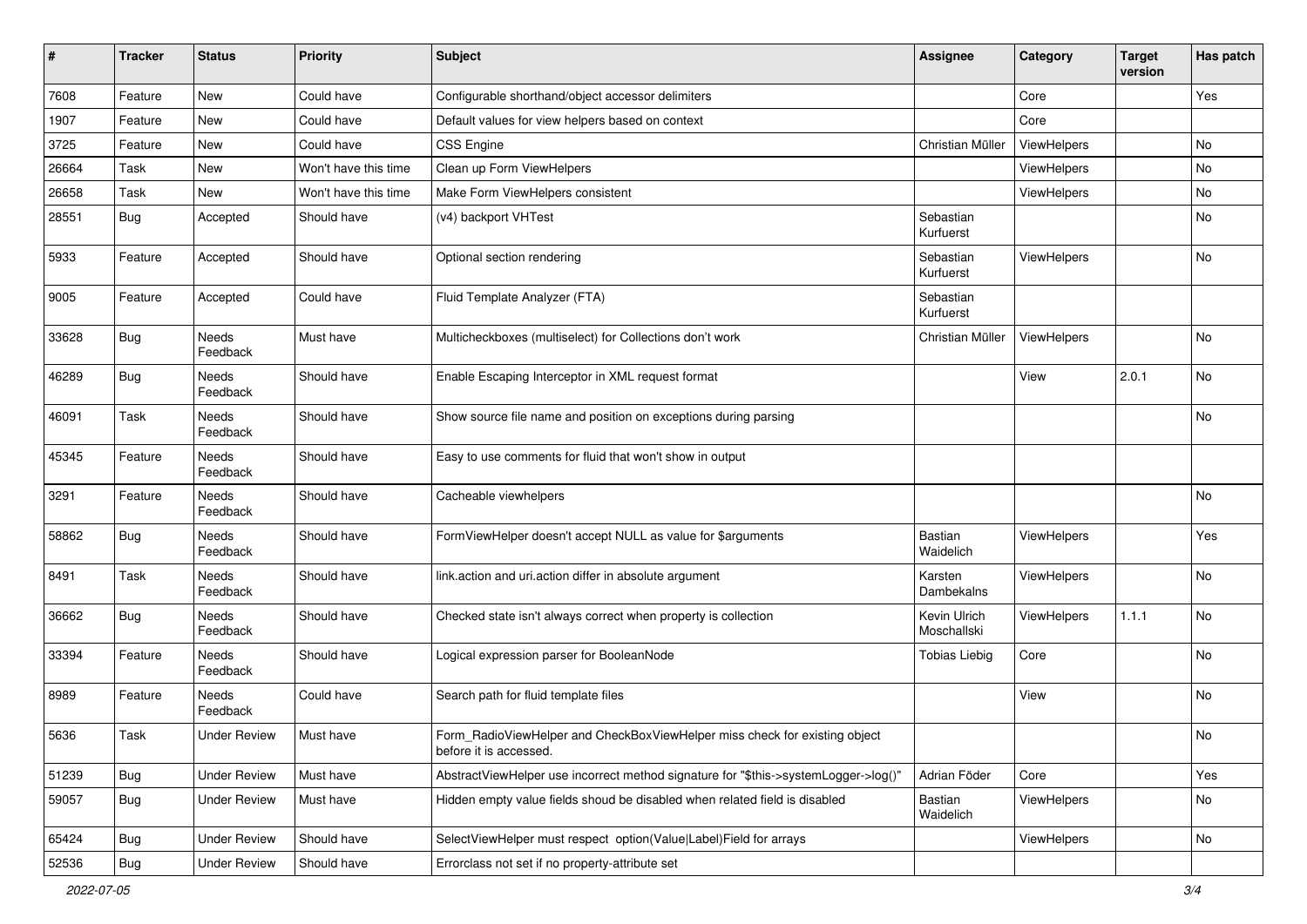| # | Tracker | Status | Priority | Subject | Assignee | Category | Target version | Has patch |
|---|---|---|---|---|---|---|---|---|
| 7608 | Feature | New | Could have | Configurable shorthand/object accessor delimiters | | Core | | Yes |
| 1907 | Feature | New | Could have | Default values for view helpers based on context | | Core | | |
| 3725 | Feature | New | Could have | CSS Engine | Christian Müller | ViewHelpers | | No |
| 26664 | Task | New | Won't have this time | Clean up Form ViewHelpers | | ViewHelpers | | No |
| 26658 | Task | New | Won't have this time | Make Form ViewHelpers consistent | | ViewHelpers | | No |
| 28551 | Bug | Accepted | Should have | (v4) backport VHTest | Sebastian Kurfuerst | | | No |
| 5933 | Feature | Accepted | Should have | Optional section rendering | Sebastian Kurfuerst | ViewHelpers | | No |
| 9005 | Feature | Accepted | Could have | Fluid Template Analyzer (FTA) | Sebastian Kurfuerst | | | |
| 33628 | Bug | Needs Feedback | Must have | Multicheckboxes (multiselect) for Collections don't work | Christian Müller | ViewHelpers | | No |
| 46289 | Bug | Needs Feedback | Should have | Enable Escaping Interceptor in XML request format | | View | 2.0.1 | No |
| 46091 | Task | Needs Feedback | Should have | Show source file name and position on exceptions during parsing | | | | No |
| 45345 | Feature | Needs Feedback | Should have | Easy to use comments for fluid that won't show in output | | | | |
| 3291 | Feature | Needs Feedback | Should have | Cacheable viewhelpers | | | | No |
| 58862 | Bug | Needs Feedback | Should have | FormViewHelper doesn't accept NULL as value for $arguments | Bastian Waidelich | ViewHelpers | | Yes |
| 8491 | Task | Needs Feedback | Should have | link.action and uri.action differ in absolute argument | Karsten Dambekalns | ViewHelpers | | No |
| 36662 | Bug | Needs Feedback | Should have | Checked state isn't always correct when property is collection | Kevin Ulrich Moschallski | ViewHelpers | 1.1.1 | No |
| 33394 | Feature | Needs Feedback | Should have | Logical expression parser for BooleanNode | Tobias Liebig | Core | | No |
| 8989 | Feature | Needs Feedback | Could have | Search path for fluid template files | | View | | No |
| 5636 | Task | Under Review | Must have | Form_RadioViewHelper and CheckBoxViewHelper miss check for existing object before it is accessed. | | | | No |
| 51239 | Bug | Under Review | Must have | AbstractViewHelper use incorrect method signature for "$this->systemLogger->log()" | Adrian Föder | Core | | Yes |
| 59057 | Bug | Under Review | Must have | Hidden empty value fields shoud be disabled when related field is disabled | Bastian Waidelich | ViewHelpers | | No |
| 65424 | Bug | Under Review | Should have | SelectViewHelper must respect option(Value\|Label)Field for arrays | | ViewHelpers | | No |
| 52536 | Bug | Under Review | Should have | Errorclass not set if no property-attribute set | | | | |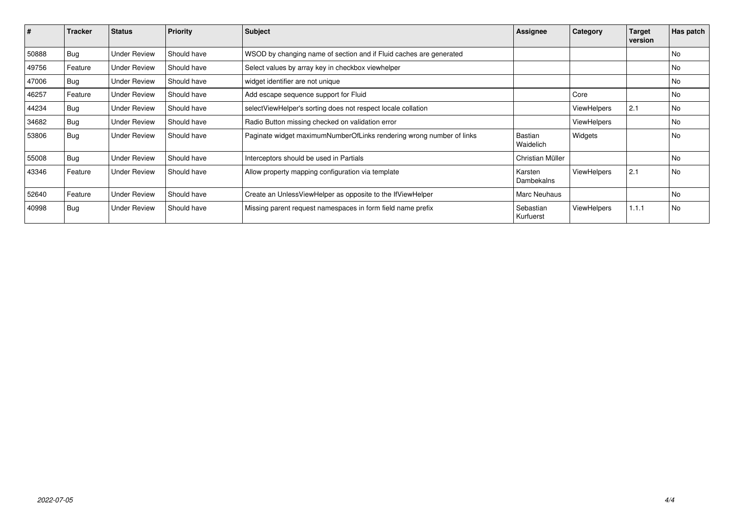| # | Tracker | Status | Priority | Subject | Assignee | Category | Target version | Has patch |
|---|---|---|---|---|---|---|---|---|
| 50888 | Bug | Under Review | Should have | WSOD by changing name of section and if Fluid caches are generated | | | | No |
| 49756 | Feature | Under Review | Should have | Select values by array key in checkbox viewhelper | | | | No |
| 47006 | Bug | Under Review | Should have | widget identifier are not unique | | | | No |
| 46257 | Feature | Under Review | Should have | Add escape sequence support for Fluid | | Core | | No |
| 44234 | Bug | Under Review | Should have | selectViewHelper's sorting does not respect locale collation | | ViewHelpers | 2.1 | No |
| 34682 | Bug | Under Review | Should have | Radio Button missing checked on validation error | | ViewHelpers | | No |
| 53806 | Bug | Under Review | Should have | Paginate widget maximumNumberOfLinks rendering wrong number of links | Bastian Waidelich | Widgets | | No |
| 55008 | Bug | Under Review | Should have | Interceptors should be used in Partials | Christian Müller | | | No |
| 43346 | Feature | Under Review | Should have | Allow property mapping configuration via template | Karsten Dambekalns | ViewHelpers | 2.1 | No |
| 52640 | Feature | Under Review | Should have | Create an UnlessViewHelper as opposite to the IfViewHelper | Marc Neuhaus | | | No |
| 40998 | Bug | Under Review | Should have | Missing parent request namespaces in form field name prefix | Sebastian Kurfuerst | ViewHelpers | 1.1.1 | No |

*2022-07-05*